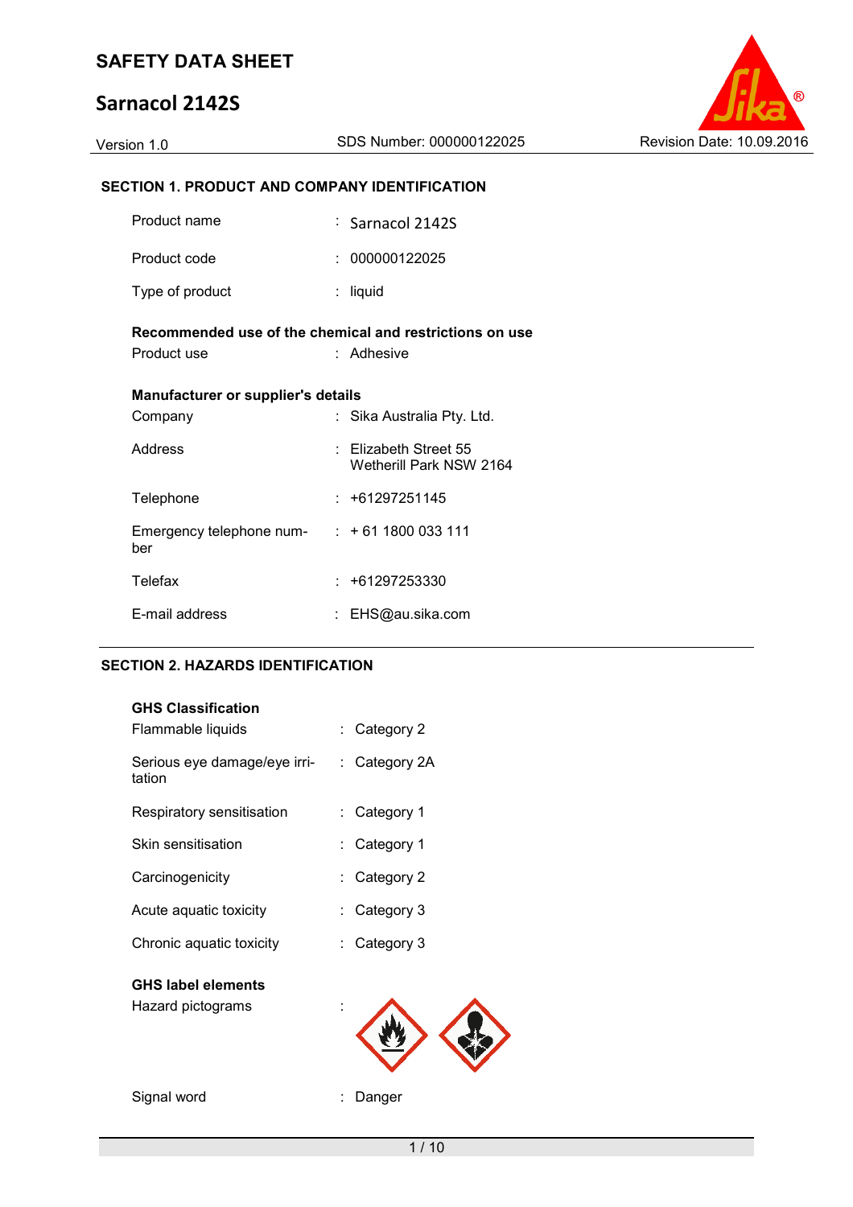# SAFETY DATA SHEET

# Sarnacol 2142S

Version 1.0 | SDS Number: 000000122025 | Revision Date: 10.09.2016

## SECTION 1. PRODUCT AND COMPANY IDENTIFICATION

| | | |
|---|---|---|
| Product name | : | Sarnacol 2142S |
| Product code | : | 000000122025 |
| Type of product | : | liquid |

**Recommended use of the chemical and restrictions on use**

| | | |
|---|---|---|
| Product use | : | Adhesive |

**Manufacturer or supplier's details**

| | | |
|---|---|---|
| Company | : | Sika Australia Pty. Ltd. |
| Address | : | Elizabeth Street 55<br>Wetherill Park NSW 2164 |
| Telephone | : | +61297251145 |
| Emergency telephone number | : | + 61 1800 033 111 |
| Telefax | : | +61297253330 |
| E-mail address | : | EHS@au.sika.com |

## SECTION 2. HAZARDS IDENTIFICATION

**GHS Classification**

| | | |
|---|---|---|
| Flammable liquids | : | Category 2 |
| Serious eye damage/eye irritation | : | Category 2A |
| Respiratory sensitisation | : | Category 1 |
| Skin sensitisation | : | Category 1 |
| Carcinogenicity | : | Category 2 |
| Acute aquatic toxicity | : | Category 3 |
| Chronic aquatic toxicity | : | Category 3 |

**GHS label elements**

| | | |
|---|---|---|
| Hazard pictograms | : | |
| Signal word | : | Danger |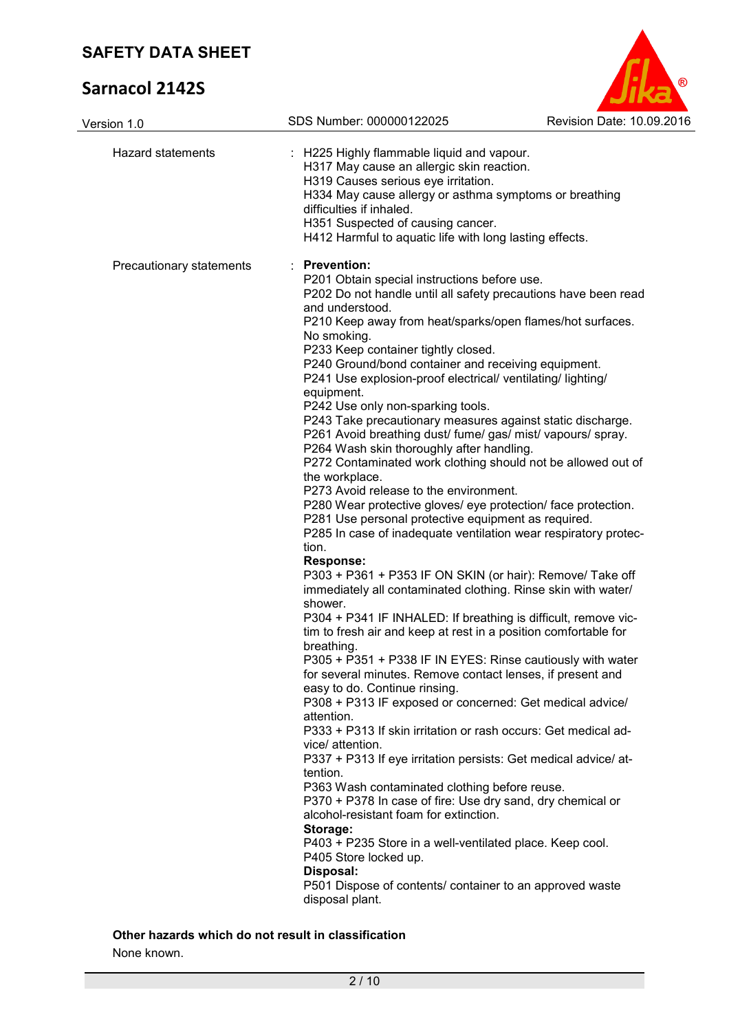| | | |
|---|---|---|
| Hazard statements | : | H225 Highly flammable liquid and vapour.<br>H317 May cause an allergic skin reaction.<br>H319 Causes serious eye irritation.<br>H334 May cause allergy or asthma symptoms or breathing difficulties if inhaled.<br>H351 Suspected of causing cancer.<br>H412 Harmful to aquatic life with long lasting effects. |
| Precautionary statements | : | **Prevention:**<br>P201 Obtain special instructions before use.<br>P202 Do not handle until all safety precautions have been read and understood.<br>P210 Keep away from heat/sparks/open flames/hot surfaces. No smoking.<br>P233 Keep container tightly closed.<br>P240 Ground/bond container and receiving equipment.<br>P241 Use explosion-proof electrical/ ventilating/ lighting/ equipment.<br>P242 Use only non-sparking tools.<br>P243 Take precautionary measures against static discharge.<br>P261 Avoid breathing dust/ fume/ gas/ mist/ vapours/ spray.<br>P264 Wash skin thoroughly after handling.<br>P272 Contaminated work clothing should not be allowed out of the workplace.<br>P273 Avoid release to the environment.<br>P280 Wear protective gloves/ eye protection/ face protection.<br>P281 Use personal protective equipment as required.<br>P285 In case of inadequate ventilation wear respiratory protection.<br>**Response:**<br>P303 + P361 + P353 IF ON SKIN (or hair): Remove/ Take off immediately all contaminated clothing. Rinse skin with water/ shower.<br>P304 + P341 IF INHALED: If breathing is difficult, remove victim to fresh air and keep at rest in a position comfortable for breathing.<br>P305 + P351 + P338 IF IN EYES: Rinse cautiously with water for several minutes. Remove contact lenses, if present and easy to do. Continue rinsing.<br>P308 + P313 IF exposed or concerned: Get medical advice/ attention.<br>P333 + P313 If skin irritation or rash occurs: Get medical advice/ attention.<br>P337 + P313 If eye irritation persists: Get medical advice/ attention.<br>P363 Wash contaminated clothing before reuse.<br>P370 + P378 In case of fire: Use dry sand, dry chemical or alcohol-resistant foam for extinction.<br>**Storage:**<br>P403 + P235 Store in a well-ventilated place. Keep cool.<br>P405 Store locked up.<br>**Disposal:**<br>P501 Dispose of contents/ container to an approved waste disposal plant. |

**Other hazards which do not result in classification**

None known.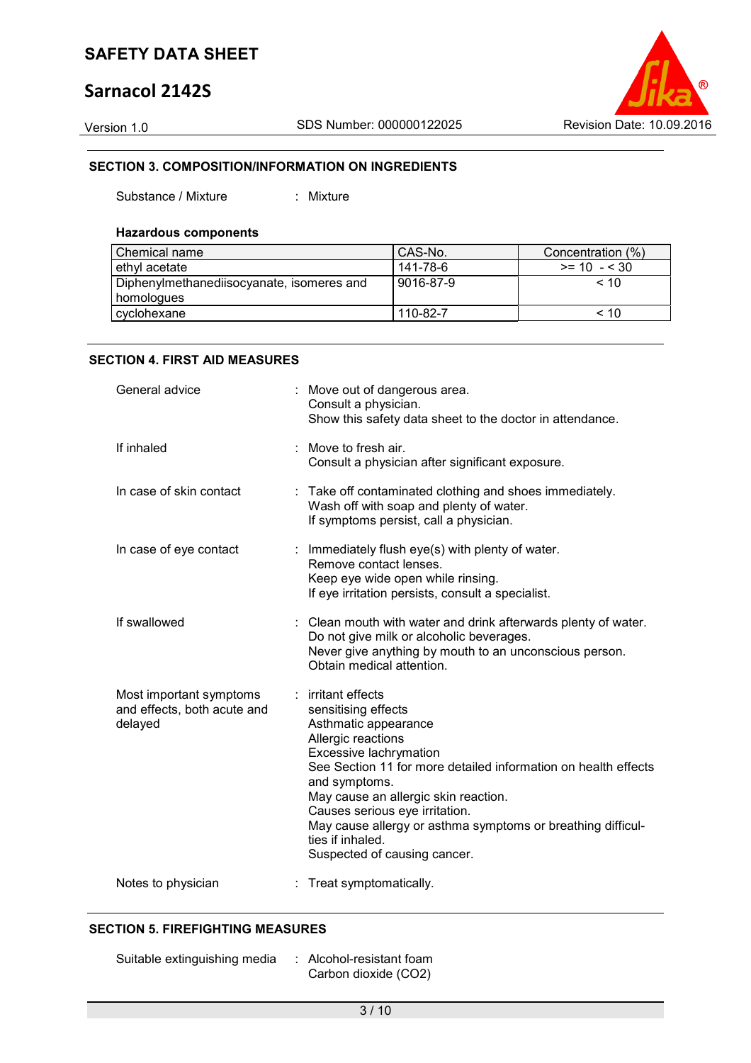## SECTION 3. COMPOSITION/INFORMATION ON INGREDIENTS

Substance / Mixture : Mixture

**Hazardous components**

| Chemical name | CAS-No. | Concentration (%) |
|---|---|---|
| ethyl acetate | 141-78-6 | >= 10 - < 30 |
| Diphenylmethanediisocyanate, isomeres and homologues | 9016-87-9 | < 10 |
| cyclohexane | 110-82-7 | < 10 |

## SECTION 4. FIRST AID MEASURES

General advice : Move out of dangerous area.
Consult a physician.
Show this safety data sheet to the doctor in attendance.

If inhaled : Move to fresh air.
Consult a physician after significant exposure.

In case of skin contact : Take off contaminated clothing and shoes immediately.
Wash off with soap and plenty of water.
If symptoms persist, call a physician.

In case of eye contact : Immediately flush eye(s) with plenty of water.
Remove contact lenses.
Keep eye wide open while rinsing.
If eye irritation persists, consult a specialist.

If swallowed : Clean mouth with water and drink afterwards plenty of water.
Do not give milk or alcoholic beverages.
Never give anything by mouth to an unconscious person.
Obtain medical attention.

Most important symptoms and effects, both acute and delayed : irritant effects
sensitising effects
Asthmatic appearance
Allergic reactions
Excessive lachrymation
See Section 11 for more detailed information on health effects and symptoms.
May cause an allergic skin reaction.
Causes serious eye irritation.
May cause allergy or asthma symptoms or breathing difficulties if inhaled.
Suspected of causing cancer.

Notes to physician : Treat symptomatically.

## SECTION 5. FIREFIGHTING MEASURES

Suitable extinguishing media : Alcohol-resistant foam
Carbon dioxide ($CO_2$)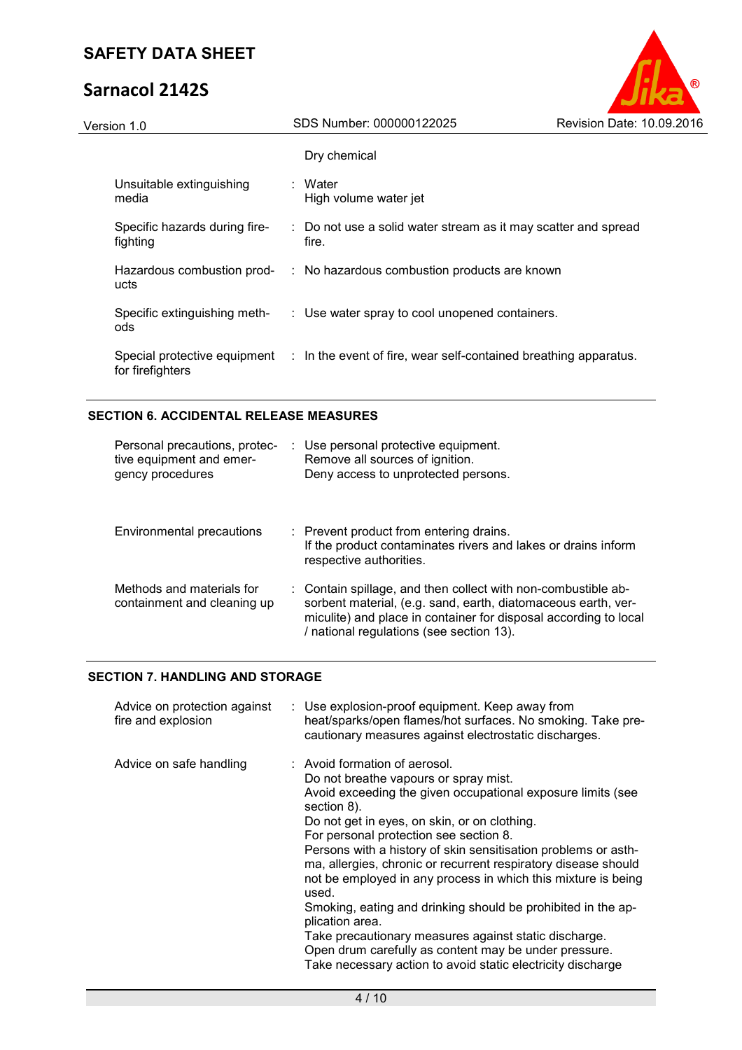| | | |
|---|---|---|
| | | Dry chemical |
| Unsuitable extinguishing media | : | Water<br>High volume water jet |
| Specific hazards during fire-fighting | : | Do not use a solid water stream as it may scatter and spread fire. |
| Hazardous combustion products | : | No hazardous combustion products are known |
| Specific extinguishing methods | : | Use water spray to cool unopened containers. |
| Special protective equipment for firefighters | : | In the event of fire, wear self-contained breathing apparatus. |

## SECTION 6. ACCIDENTAL RELEASE MEASURES

| | | |
|---|---|---|
| Personal precautions, protective equipment and emergency procedures | : | Use personal protective equipment.<br>Remove all sources of ignition.<br>Deny access to unprotected persons. |
| Environmental precautions | : | Prevent product from entering drains.<br>If the product contaminates rivers and lakes or drains inform respective authorities. |
| Methods and materials for containment and cleaning up | : | Contain spillage, and then collect with non-combustible absorbent material, (e.g. sand, earth, diatomaceous earth, vermiculite) and place in container for disposal according to local / national regulations (see section 13). |

## SECTION 7. HANDLING AND STORAGE

| | | |
|---|---|---|
| Advice on protection against fire and explosion | : | Use explosion-proof equipment. Keep away from heat/sparks/open flames/hot surfaces. No smoking. Take precautionary measures against electrostatic discharges. |
| Advice on safe handling | : | Avoid formation of aerosol.<br>Do not breathe vapours or spray mist.<br>Avoid exceeding the given occupational exposure limits (see section 8).<br>Do not get in eyes, on skin, or on clothing.<br>For personal protection see section 8.<br>Persons with a history of skin sensitisation problems or asthma, allergies, chronic or recurrent respiratory disease should not be employed in any process in which this mixture is being used.<br>Smoking, eating and drinking should be prohibited in the application area.<br>Take precautionary measures against static discharge.<br>Open drum carefully as content may be under pressure.<br>Take necessary action to avoid static electricity discharge |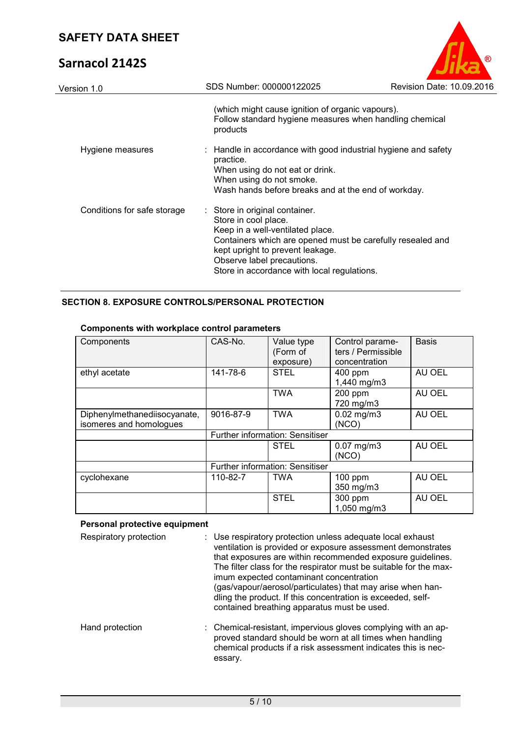(which might cause ignition of organic vapours).
Follow standard hygiene measures when handling chemical products

Hygiene measures : Handle in accordance with good industrial hygiene and safety practice.
When using do not eat or drink.
When using do not smoke.
Wash hands before breaks and at the end of workday.

Conditions for safe storage : Store in original container.
Store in cool place.
Keep in a well-ventilated place.
Containers which are opened must be carefully resealed and kept upright to prevent leakage.
Observe label precautions.
Store in accordance with local regulations.

## SECTION 8. EXPOSURE CONTROLS/PERSONAL PROTECTION

**Components with workplace control parameters**

| Components | CAS-No. | Value type (Form of exposure) | Control parameters / Permissible concentration | Basis |
|---|---|---|---|---|
| ethyl acetate | 141-78-6 | STEL | 400 ppm 1,440 mg/m3 | AU OEL |
| | | TWA | 200 ppm 720 mg/m3 | AU OEL |
| Diphenylmethanediisocyanate, isomeres and homologues | 9016-87-9 | TWA | 0.02 mg/m3 (NCO) | AU OEL |
| | Further information: Sensitiser | | | |
| | | STEL | 0.07 mg/m3 (NCO) | AU OEL |
| | Further information: Sensitiser | | | |
| cyclohexane | 110-82-7 | TWA | 100 ppm 350 mg/m3 | AU OEL |
| | | STEL | 300 ppm 1,050 mg/m3 | AU OEL |

**Personal protective equipment**

Respiratory protection : Use respiratory protection unless adequate local exhaust ventilation is provided or exposure assessment demonstrates that exposures are within recommended exposure guidelines.
The filter class for the respirator must be suitable for the maximum expected contaminant concentration (gas/vapour/aerosol/particulates) that may arise when handling the product. If this concentration is exceeded, self-contained breathing apparatus must be used.

Hand protection : Chemical-resistant, impervious gloves complying with an approved standard should be worn at all times when handling chemical products if a risk assessment indicates this is necessary.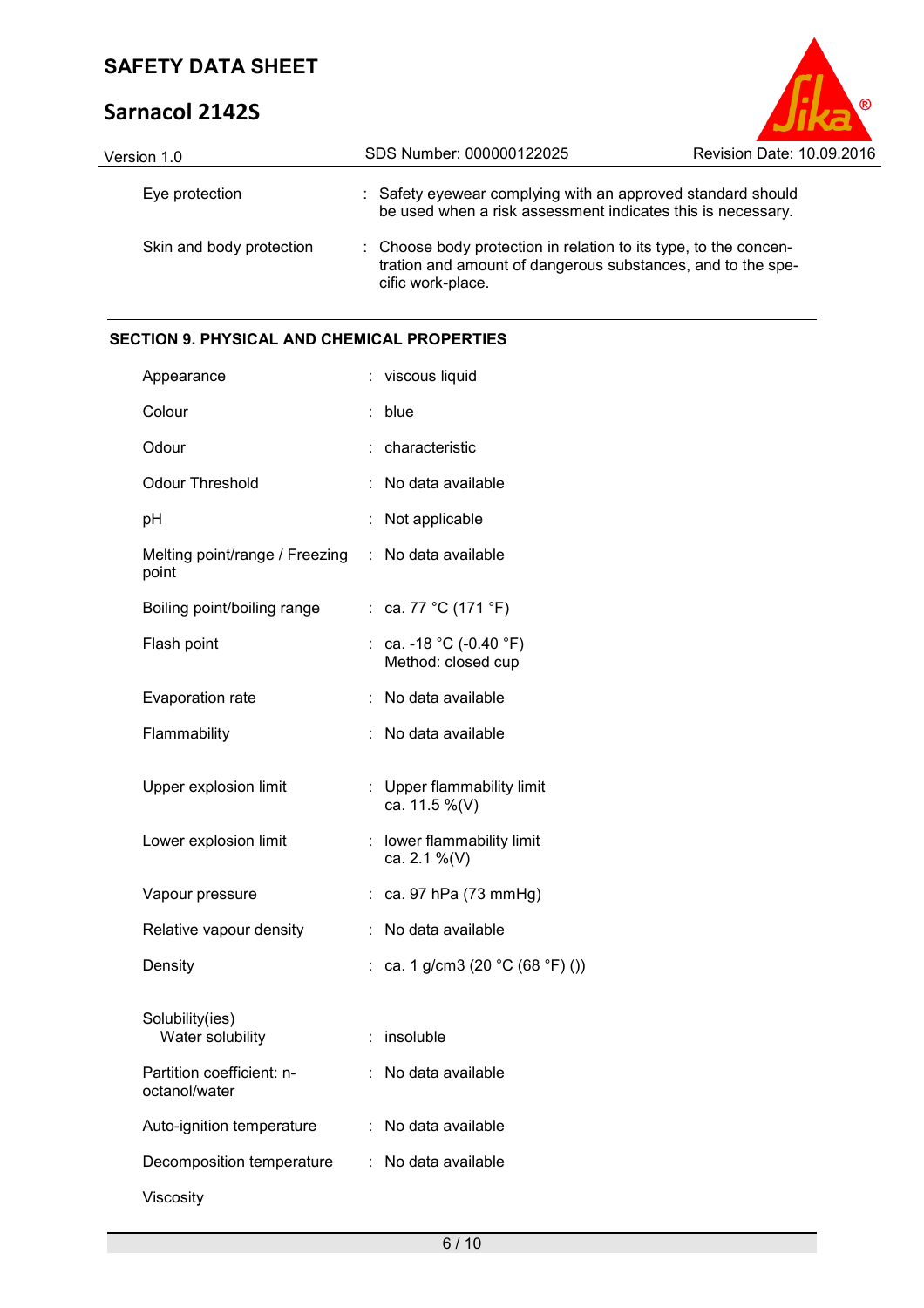| | |
|---|---|
| Eye protection | : Safety eyewear complying with an approved standard should be used when a risk assessment indicates this is necessary. |
| Skin and body protection | : Choose body protection in relation to its type, to the concentration and amount of dangerous substances, and to the specific work-place. |

## SECTION 9. PHYSICAL AND CHEMICAL PROPERTIES

| | |
|---|---|
| Appearance | : viscous liquid |
| Colour | : blue |
| Odour | : characteristic |
| Odour Threshold | : No data available |
| pH | : Not applicable |
| Melting point/range / Freezing point | : No data available |
| Boiling point/boiling range | : ca. 77 °C (171 °F) |
| Flash point | : ca. -18 °C (-0.40 °F)<br>Method: closed cup |
| Evaporation rate | : No data available |
| Flammability | : No data available |
| Upper explosion limit | : Upper flammability limit<br>ca. 11.5 %(V) |
| Lower explosion limit | : lower flammability limit<br>ca. 2.1 %(V) |
| Vapour pressure | : ca. 97 hPa (73 mmHg) |
| Relative vapour density | : No data available |
| Density | : ca. 1 g/cm3 (20 °C (68 °F) ()) |
| Solubility(ies)<br>Water solubility | : insoluble |
| Partition coefficient: n-octanol/water | : No data available |
| Auto-ignition temperature | : No data available |
| Decomposition temperature | : No data available |
| Viscosity | |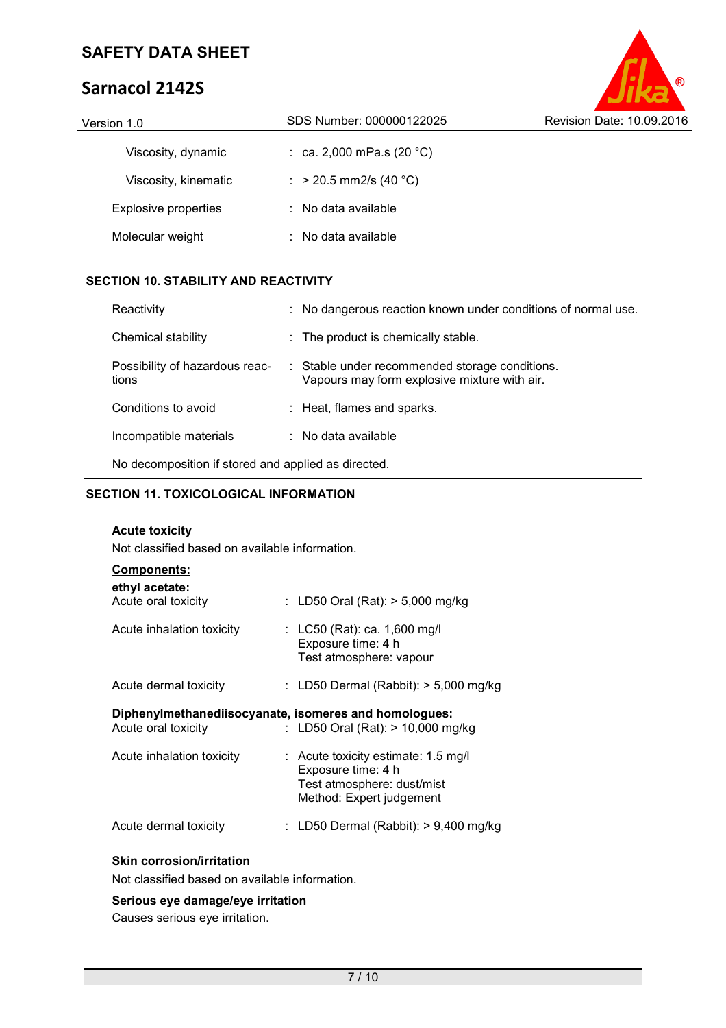| | | |
|---|---|---|
| Viscosity, dynamic | : | ca. 2,000 mPa.s (20 °C) |
| Viscosity, kinematic | : | > 20.5 mm2/s (40 °C) |
| Explosive properties | : | No data available |
| Molecular weight | : | No data available |

## SECTION 10. STABILITY AND REACTIVITY

| | | |
|---|---|---|
| Reactivity | : | No dangerous reaction known under conditions of normal use. |
| Chemical stability | : | The product is chemically stable. |
| Possibility of hazardous reactions | : | Stable under recommended storage conditions.<br>Vapours may form explosive mixture with air. |
| Conditions to avoid | : | Heat, flames and sparks. |
| Incompatible materials | : | No data available |

No decomposition if stored and applied as directed.

## SECTION 11. TOXICOLOGICAL INFORMATION

**Acute toxicity**

Not classified based on available information.

**<u>Components:</u>**

**ethyl acetate:**

| | | |
|---|---|---|
| Acute oral toxicity | : | LD50 Oral (Rat): > 5,000 mg/kg |
| Acute inhalation toxicity | : | LC50 (Rat): ca. 1,600 mg/l<br>Exposure time: 4 h<br>Test atmosphere: vapour |
| Acute dermal toxicity | : | LD50 Dermal (Rabbit): > 5,000 mg/kg |

**Diphenylmethanediisocyanate, isomeres and homologues:**

| | | |
|---|---|---|
| Acute oral toxicity | : | LD50 Oral (Rat): > 10,000 mg/kg |
| Acute inhalation toxicity | : | Acute toxicity estimate: 1.5 mg/l<br>Exposure time: 4 h<br>Test atmosphere: dust/mist<br>Method: Expert judgement |
| Acute dermal toxicity | : | LD50 Dermal (Rabbit): > 9,400 mg/kg |

**Skin corrosion/irritation**

Not classified based on available information.

**Serious eye damage/eye irritation**

Causes serious eye irritation.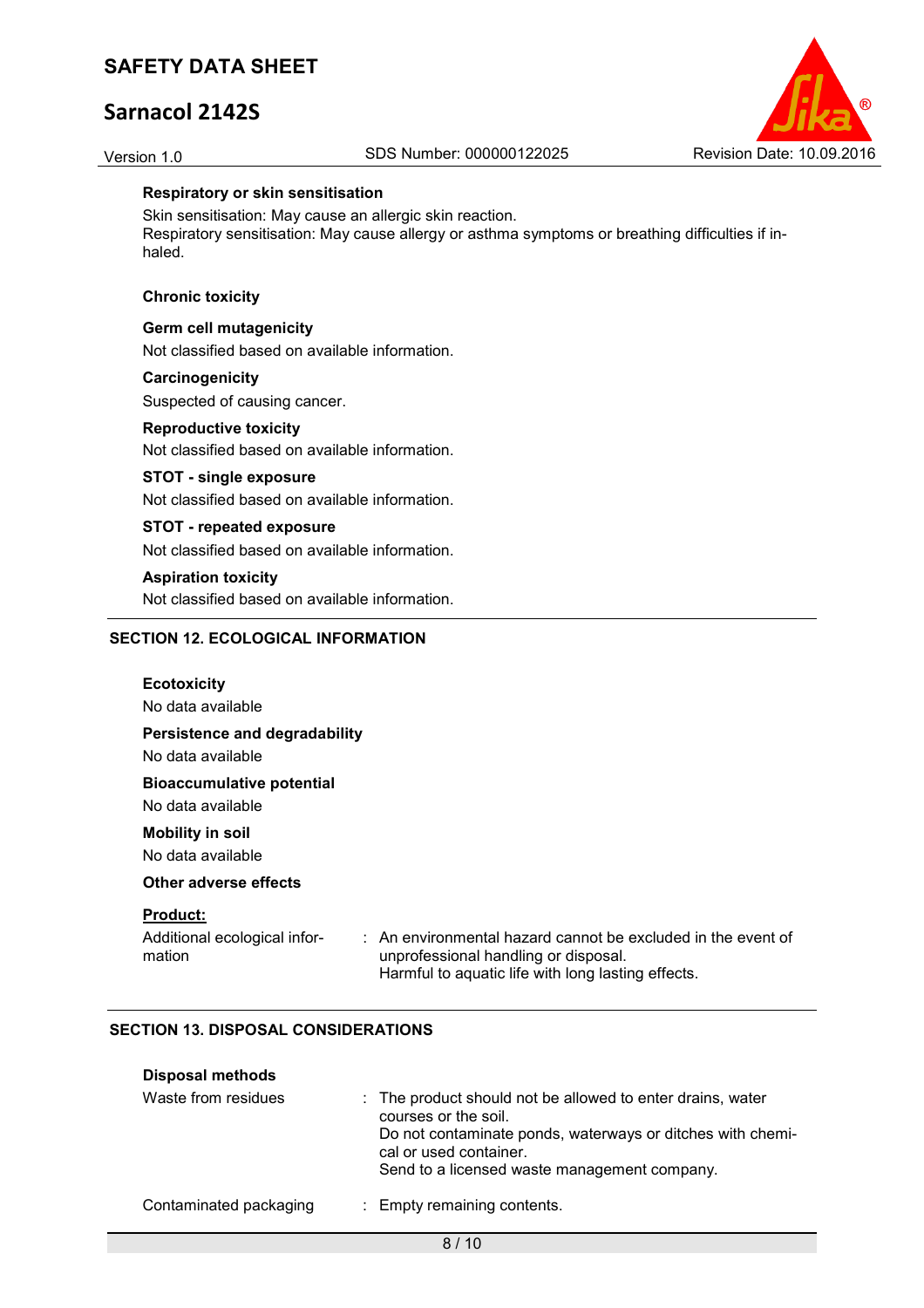**Respiratory or skin sensitisation**

Skin sensitisation: May cause an allergic skin reaction.
Respiratory sensitisation: May cause allergy or asthma symptoms or breathing difficulties if inhaled.

**Chronic toxicity**

**Germ cell mutagenicity**

Not classified based on available information.

**Carcinogenicity**

Suspected of causing cancer.

**Reproductive toxicity**

Not classified based on available information.

**STOT - single exposure**

Not classified based on available information.

**STOT - repeated exposure**

Not classified based on available information.

**Aspiration toxicity**

Not classified based on available information.

## SECTION 12. ECOLOGICAL INFORMATION

**Ecotoxicity**

No data available

**Persistence and degradability**

No data available

**Bioaccumulative potential**

No data available

**Mobility in soil**

No data available

**Other adverse effects**

**Product:**

| | |
|---|---|
| Additional ecological information | : An environmental hazard cannot be excluded in the event of unprofessional handling or disposal.<br>Harmful to aquatic life with long lasting effects. |

## SECTION 13. DISPOSAL CONSIDERATIONS

**Disposal methods**

| | |
|---|---|
| Waste from residues | : The product should not be allowed to enter drains, water courses or the soil.<br>Do not contaminate ponds, waterways or ditches with chemical or used container.<br>Send to a licensed waste management company. |
| Contaminated packaging | : Empty remaining contents. |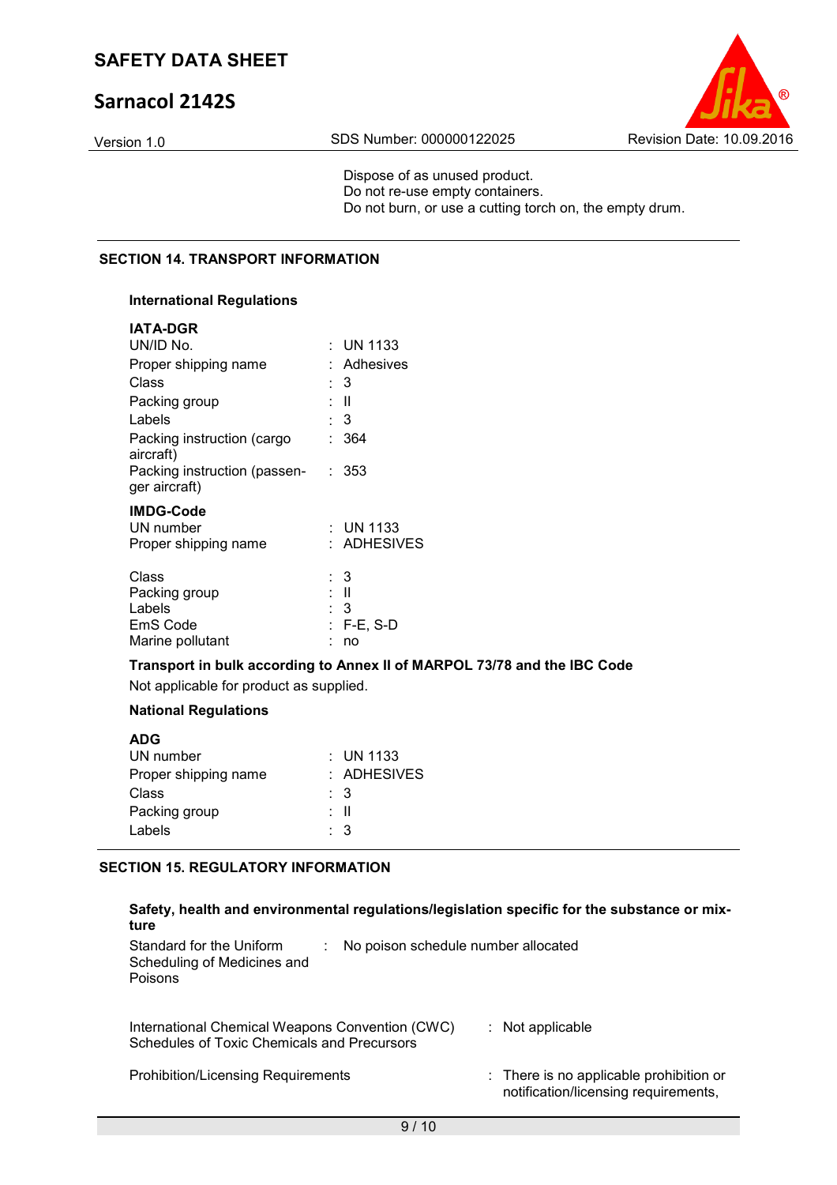Dispose of as unused product.
Do not re-use empty containers.
Do not burn, or use a cutting torch on, the empty drum.

## SECTION 14. TRANSPORT INFORMATION

### International Regulations

**IATA-DGR**

| | |
|---|---|
| UN/ID No. | : UN 1133 |
| Proper shipping name | : Adhesives |
| Class | : 3 |
| Packing group | : II |
| Labels | : 3 |
| Packing instruction (cargo aircraft) | : 364 |
| Packing instruction (passenger aircraft) | : 353 |

**IMDG-Code**

| | |
|---|---|
| UN number | : UN 1133 |
| Proper shipping name | : ADHESIVES |
| Class | : 3 |
| Packing group | : II |
| Labels | : 3 |
| EmS Code | : F-E, S-D |
| Marine pollutant | : no |

**Transport in bulk according to Annex II of MARPOL 73/78 and the IBC Code**

Not applicable for product as supplied.

### National Regulations

**ADG**

| | |
|---|---|
| UN number | : UN 1133 |
| Proper shipping name | : ADHESIVES |
| Class | : 3 |
| Packing group | : II |
| Labels | : 3 |

## SECTION 15. REGULATORY INFORMATION

**Safety, health and environmental regulations/legislation specific for the substance or mixture**

| | |
|---|---|
| Standard for the Uniform Scheduling of Medicines and Poisons | : No poison schedule number allocated |
| International Chemical Weapons Convention (CWC) Schedules of Toxic Chemicals and Precursors | : Not applicable |
| Prohibition/Licensing Requirements | : There is no applicable prohibition or notification/licensing requirements, |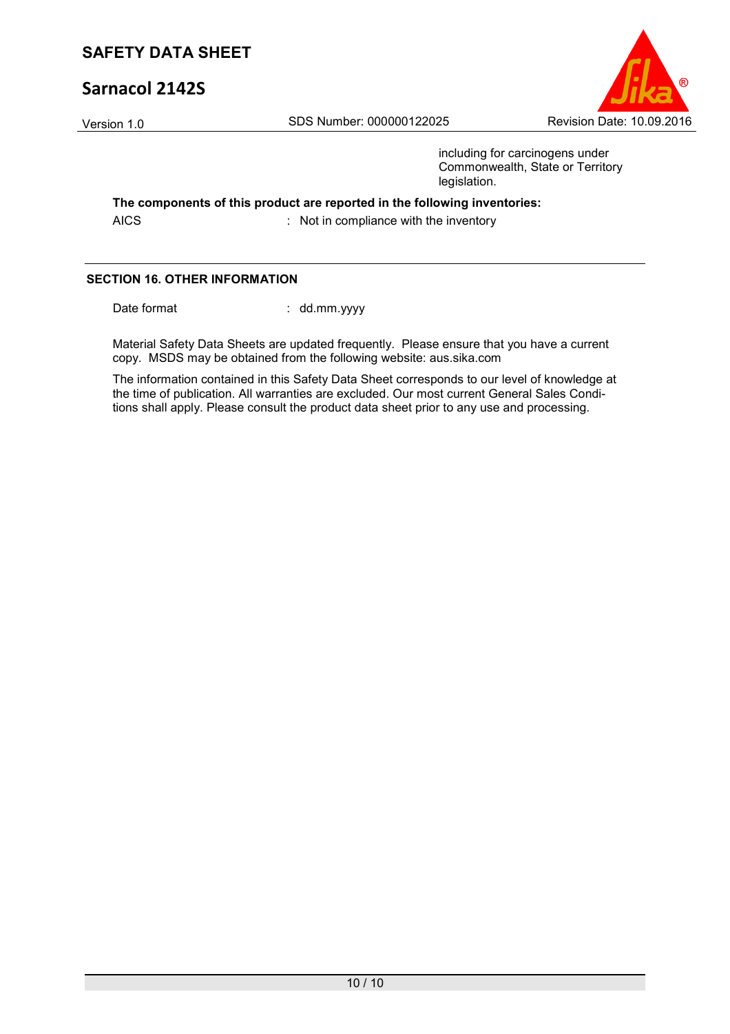including for carcinogens under Commonwealth, State or Territory legislation.

**The components of this product are reported in the following inventories:**

AICS : Not in compliance with the inventory

## SECTION 16. OTHER INFORMATION

Date format : dd.mm.yyyy

Material Safety Data Sheets are updated frequently. Please ensure that you have a current copy. MSDS may be obtained from the following website: aus.sika.com

The information contained in this Safety Data Sheet corresponds to our level of knowledge at the time of publication. All warranties are excluded. Our most current General Sales Conditions shall apply. Please consult the product data sheet prior to any use and processing.